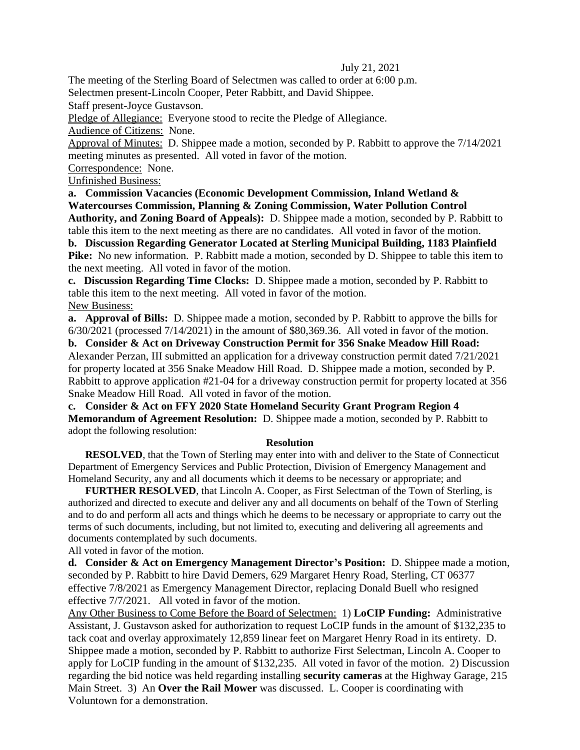July 21, 2021

The meeting of the Sterling Board of Selectmen was called to order at 6:00 p.m.

Selectmen present-Lincoln Cooper, Peter Rabbitt, and David Shippee.

Staff present-Joyce Gustavson.

Pledge of Allegiance: Everyone stood to recite the Pledge of Allegiance.

Audience of Citizens: None.

Approval of Minutes: D. Shippee made a motion, seconded by P. Rabbitt to approve the 7/14/2021 meeting minutes as presented. All voted in favor of the motion.

Correspondence: None.

Unfinished Business:

**a. Commission Vacancies (Economic Development Commission, Inland Wetland & Watercourses Commission, Planning & Zoning Commission, Water Pollution Control Authority, and Zoning Board of Appeals):** D. Shippee made a motion, seconded by P. Rabbitt to table this item to the next meeting as there are no candidates. All voted in favor of the motion.

**b. Discussion Regarding Generator Located at Sterling Municipal Building, 1183 Plainfield Pike:** No new information. P. Rabbitt made a motion, seconded by D. Shippee to table this item to the next meeting. All voted in favor of the motion.

**c. Discussion Regarding Time Clocks:** D. Shippee made a motion, seconded by P. Rabbitt to table this item to the next meeting. All voted in favor of the motion.

New Business:

**a. Approval of Bills:** D. Shippee made a motion, seconded by P. Rabbitt to approve the bills for 6/30/2021 (processed 7/14/2021) in the amount of $80,369.36. All voted in favor of the motion.

**b. Consider & Act on Driveway Construction Permit for 356 Snake Meadow Hill Road:** Alexander Perzan, III submitted an application for a driveway construction permit dated 7/21/2021 for property located at 356 Snake Meadow Hill Road. D. Shippee made a motion, seconded by P. Rabbitt to approve application #21-04 for a driveway construction permit for property located at 356 Snake Meadow Hill Road. All voted in favor of the motion.

**c. Consider & Act on FFY 2020 State Homeland Security Grant Program Region 4 Memorandum of Agreement Resolution:** D. Shippee made a motion, seconded by P. Rabbitt to adopt the following resolution:

**Resolution**

**RESOLVED**, that the Town of Sterling may enter into with and deliver to the State of Connecticut Department of Emergency Services and Public Protection, Division of Emergency Management and Homeland Security, any and all documents which it deems to be necessary or appropriate; and

**FURTHER RESOLVED**, that Lincoln A. Cooper, as First Selectman of the Town of Sterling, is authorized and directed to execute and deliver any and all documents on behalf of the Town of Sterling and to do and perform all acts and things which he deems to be necessary or appropriate to carry out the terms of such documents, including, but not limited to, executing and delivering all agreements and documents contemplated by such documents.

All voted in favor of the motion.

**d. Consider & Act on Emergency Management Director's Position:** D. Shippee made a motion, seconded by P. Rabbitt to hire David Demers, 629 Margaret Henry Road, Sterling, CT 06377 effective 7/8/2021 as Emergency Management Director, replacing Donald Buell who resigned effective 7/7/2021. All voted in favor of the motion.

Any Other Business to Come Before the Board of Selectmen: 1) **LoCIP Funding:** Administrative Assistant, J. Gustavson asked for authorization to request LoCIP funds in the amount of $132,235 to tack coat and overlay approximately 12,859 linear feet on Margaret Henry Road in its entirety. D. Shippee made a motion, seconded by P. Rabbitt to authorize First Selectman, Lincoln A. Cooper to apply for LoCIP funding in the amount of $132,235. All voted in favor of the motion. 2) Discussion regarding the bid notice was held regarding installing **security cameras** at the Highway Garage, 215 Main Street. 3) An **Over the Rail Mower** was discussed. L. Cooper is coordinating with Voluntown for a demonstration.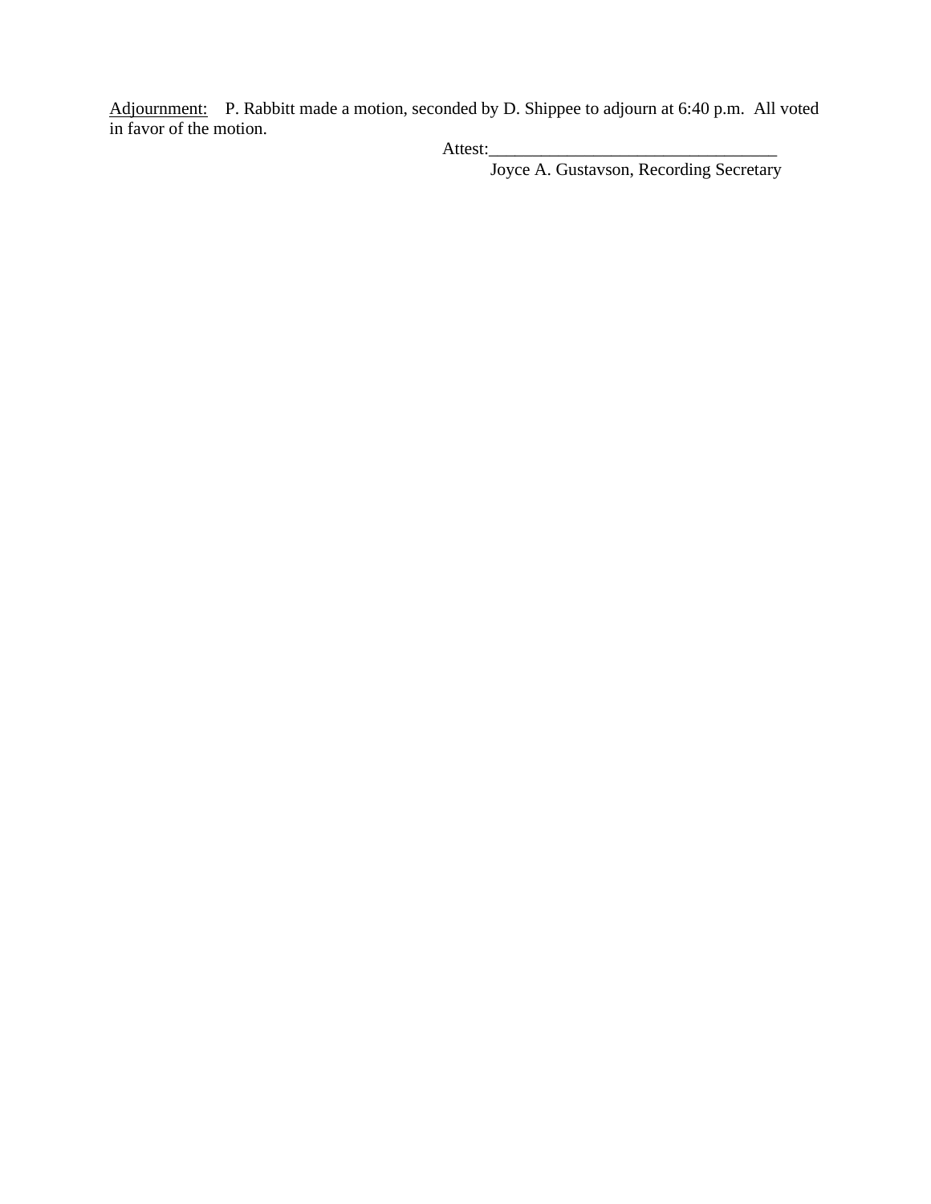Adjournment: P. Rabbitt made a motion, seconded by D. Shippee to adjourn at 6:40 p.m. All voted in favor of the motion.

Attest:________________________________

Joyce A. Gustavson, Recording Secretary